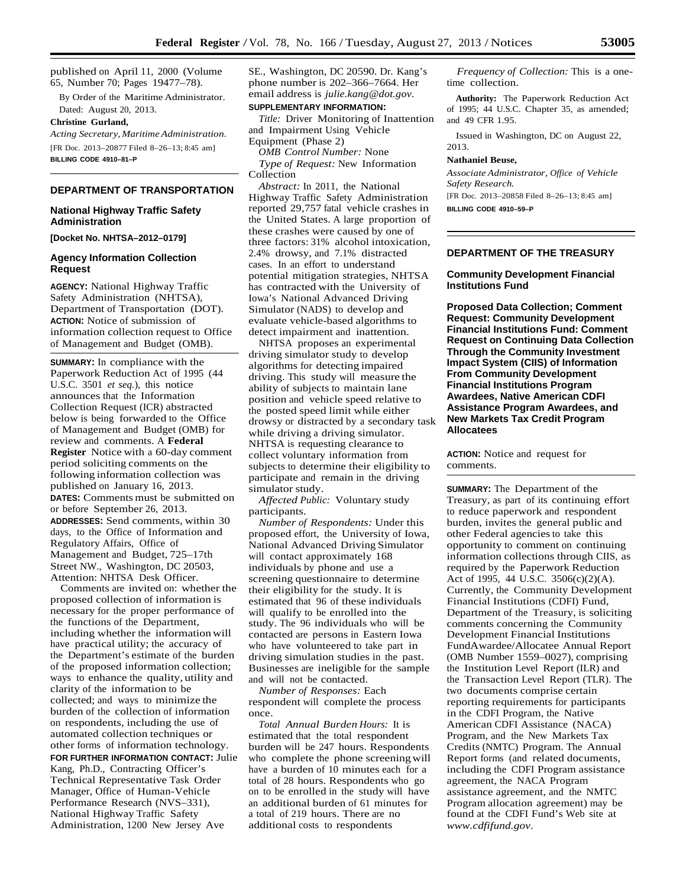published on April 11, 2000 (Volume 65, Number 70; Pages 19477–78).

By Order of the Maritime Administrator.

Dated: August 20, 2013.

**Christine Gurland,**

*Acting Secretary, Maritime Administration.*

[FR Doc. 2013–20877 Filed 8–26–13; 8:45 am]

**BILLING CODE 4910–81–P**

## DEPARTMENT OF TRANSPORTATION

### National Highway Traffic Safety Administration

**[Docket No. NHTSA–2012–0179]**

### Agency Information Collection Request

**AGENCY:** National Highway Traffic Safety Administration (NHTSA), Department of Transportation (DOT).

**ACTION:** Notice of submission of information collection request to Office of Management and Budget (OMB).

**SUMMARY:** In compliance with the Paperwork Reduction Act of 1995 (44 U.S.C. 3501 *et seq.*), this notice announces that the Information Collection Request (ICR) abstracted below is being forwarded to the Office of Management and Budget (OMB) for review and comments. A **Federal Register** Notice with a 60-day comment period soliciting comments on the following information collection was published on January 16, 2013.

**DATES:** Comments must be submitted on or before September 26, 2013.

**ADDRESSES:** Send comments, within 30 days, to the Office of Information and Regulatory Affairs, Office of Management and Budget, 725–17th Street NW., Washington, DC 20503, Attention: NHTSA Desk Officer.

Comments are invited on: whether the proposed collection of information is necessary for the proper performance of the functions of the Department, including whether the information will have practical utility; the accuracy of the Department's estimate of the burden of the proposed information collection; ways to enhance the quality, utility and clarity of the information to be collected; and ways to minimize the burden of the collection of information on respondents, including the use of automated collection techniques or other forms of information technology.

**FOR FURTHER INFORMATION CONTACT:** Julie Kang, Ph.D., Contracting Officer's Technical Representative Task Order Manager, Office of Human-Vehicle Performance Research (NVS–331), National Highway Traffic Safety Administration, 1200 New Jersey Ave SE., Washington, DC 20590. Dr. Kang's phone number is 202–366–7664. Her email address is *julie.kang@dot.gov*.

**SUPPLEMENTARY INFORMATION:**

*Title:* Driver Monitoring of Inattention and Impairment Using Vehicle Equipment (Phase 2)

*OMB Control Number:* None

*Type of Request:* New Information Collection

*Abstract:* In 2011, the National Highway Traffic Safety Administration reported 29,757 fatal vehicle crashes in the United States. A large proportion of these crashes were caused by one of three factors: 31% alcohol intoxication, 2.4% drowsy, and 7.1% distracted cases. In an effort to understand potential mitigation strategies, NHTSA has contracted with the University of Iowa's National Advanced Driving Simulator (NADS) to develop and evaluate vehicle-based algorithms to detect impairment and inattention.

NHTSA proposes an experimental driving simulator study to develop algorithms for detecting impaired driving. This study will measure the ability of subjects to maintain lane position and vehicle speed relative to the posted speed limit while either drowsy or distracted by a secondary task while driving a driving simulator. NHTSA is requesting clearance to collect voluntary information from subjects to determine their eligibility to participate and remain in the driving simulator study.

*Affected Public:* Voluntary study participants.

*Number of Respondents:* Under this proposed effort, the University of Iowa, National Advanced Driving Simulator will contact approximately 168 individuals by phone and use a screening questionnaire to determine their eligibility for the study. It is estimated that 96 of these individuals will qualify to be enrolled into the study. The 96 individuals who will be contacted are persons in Eastern Iowa who have volunteered to take part in driving simulation studies in the past. Businesses are ineligible for the sample and will not be contacted.

*Number of Responses:* Each respondent will complete the process once.

*Total Annual Burden Hours:* It is estimated that the total respondent burden will be 247 hours. Respondents who complete the phone screening will have a burden of 10 minutes each for a total of 28 hours. Respondents who go on to be enrolled in the study will have an additional burden of 61 minutes for a total of 219 hours. There are no additional costs to respondents

*Frequency of Collection:* This is a one-time collection.

**Authority:** The Paperwork Reduction Act of 1995; 44 U.S.C. Chapter 35, as amended; and 49 CFR 1.95.

Issued in Washington, DC on August 22, 2013.

**Nathaniel Beuse,**

*Associate Administrator, Office of Vehicle Safety Research.*

[FR Doc. 2013–20858 Filed 8–26–13; 8:45 am]

**BILLING CODE 4910–59–P**

## DEPARTMENT OF THE TREASURY

### Community Development Financial Institutions Fund

### Proposed Data Collection; Comment Request: Community Development Financial Institutions Fund: Comment Request on Continuing Data Collection Through the Community Investment Impact System (CIIS) of Information From Community Development Financial Institutions Program Awardees, Native American CDFI Assistance Program Awardees, and New Markets Tax Credit Program Allocatees

**ACTION:** Notice and request for comments.

**SUMMARY:** The Department of the Treasury, as part of its continuing effort to reduce paperwork and respondent burden, invites the general public and other Federal agencies to take this opportunity to comment on continuing information collections through CIIS, as required by the Paperwork Reduction Act of 1995, 44 U.S.C. 3506(c)(2)(A). Currently, the Community Development Financial Institutions (CDFI) Fund, Department of the Treasury, is soliciting comments concerning the Community Development Financial Institutions FundAwardee/Allocatee Annual Report (OMB Number 1559–0027), comprising the Institution Level Report (ILR) and the Transaction Level Report (TLR). The two documents comprise certain reporting requirements for participants in the CDFI Program, the Native American CDFI Assistance (NACA) Program, and the New Markets Tax Credits (NMTC) Program. The Annual Report forms (and related documents, including the CDFI Program assistance agreement, the NACA Program assistance agreement, and the NMTC Program allocation agreement) may be found at the CDFI Fund's Web site at *www.cdfifund.gov*.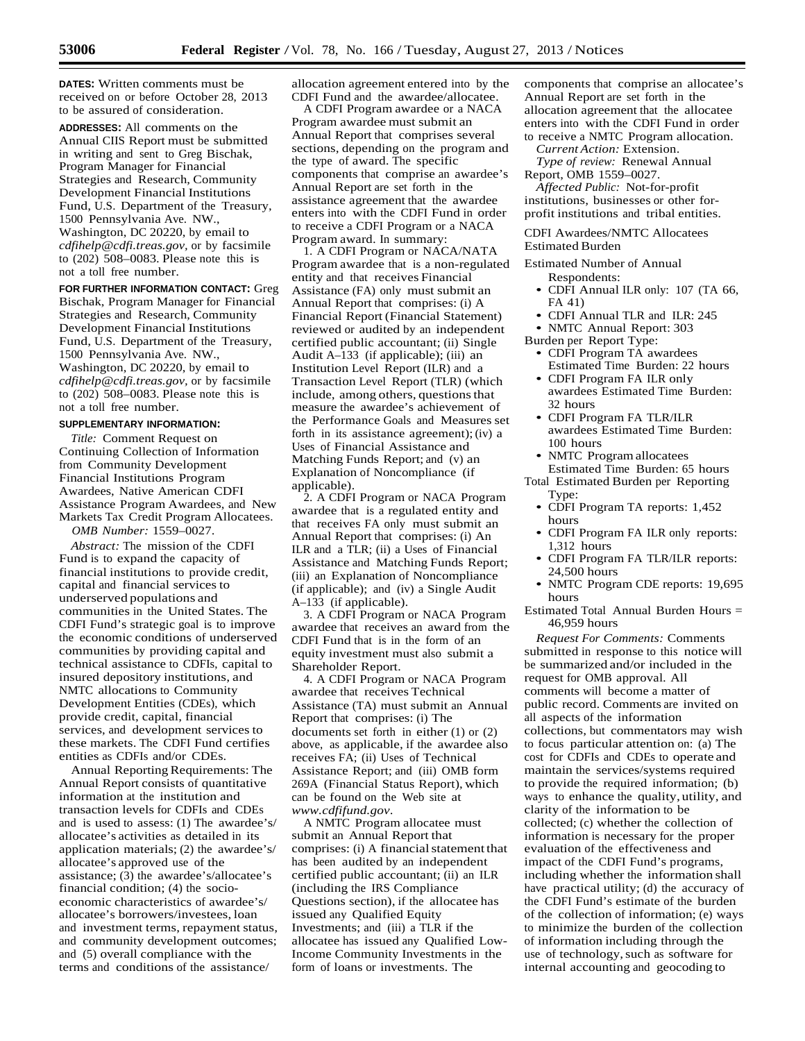**DATES:** Written comments must be received on or before October 28, 2013 to be assured of consideration.

**ADDRESSES:** All comments on the Annual CIIS Report must be submitted in writing and sent to Greg Bischak, Program Manager for Financial Strategies and Research, Community Development Financial Institutions Fund, U.S. Department of the Treasury, 1500 Pennsylvania Ave. NW., Washington, DC 20220, by email to *cdfihelp@cdfi.treas.gov*, or by facsimile to (202) 508–0083. Please note this is not a toll free number.

**FOR FURTHER INFORMATION CONTACT:** Greg Bischak, Program Manager for Financial Strategies and Research, Community Development Financial Institutions Fund, U.S. Department of the Treasury, 1500 Pennsylvania Ave. NW., Washington, DC 20220, by email to *cdfihelp@cdfi.treas.gov*, or by facsimile to (202) 508–0083. Please note this is not a toll free number.

**SUPPLEMENTARY INFORMATION:**

*Title:* Comment Request on Continuing Collection of Information from Community Development Financial Institutions Program Awardees, Native American CDFI Assistance Program Awardees, and New Markets Tax Credit Program Allocatees.

*OMB Number:* 1559–0027.

*Abstract:* The mission of the CDFI Fund is to expand the capacity of financial institutions to provide credit, capital and financial services to underserved populations and communities in the United States. The CDFI Fund's strategic goal is to improve the economic conditions of underserved communities by providing capital and technical assistance to CDFIs, capital to insured depository institutions, and NMTC allocations to Community Development Entities (CDEs), which provide credit, capital, financial services, and development services to these markets. The CDFI Fund certifies entities as CDFIs and/or CDEs.

Annual Reporting Requirements: The Annual Report consists of quantitative information at the institution and transaction levels for CDFIs and CDEs and is used to assess: (1) The awardee's/allocatee's activities as detailed in its application materials; (2) the awardee's/allocatee's approved use of the assistance; (3) the awardee's/allocatee's financial condition; (4) the socio-economic characteristics of awardee's/allocatee's borrowers/investees, loan and investment terms, repayment status, and community development outcomes; and (5) overall compliance with the terms and conditions of the assistance/allocation agreement entered into by the CDFI Fund and the awardee/allocatee.

A CDFI Program awardee or a NACA Program awardee must submit an Annual Report that comprises several sections, depending on the program and the type of award. The specific components that comprise an awardee's Annual Report are set forth in the assistance agreement that the awardee enters into with the CDFI Fund in order to receive a CDFI Program or a NACA Program award. In summary:

1. A CDFI Program or NACA/NATA Program awardee that is a non-regulated entity and that receives Financial Assistance (FA) only must submit an Annual Report that comprises: (i) A Financial Report (Financial Statement) reviewed or audited by an independent certified public accountant; (ii) Single Audit A–133 (if applicable); (iii) an Institution Level Report (ILR) and a Transaction Level Report (TLR) (which include, among others, questions that measure the awardee's achievement of the Performance Goals and Measures set forth in its assistance agreement); (iv) a Uses of Financial Assistance and Matching Funds Report; and (v) an Explanation of Noncompliance (if applicable).

2. A CDFI Program or NACA Program awardee that is a regulated entity and that receives FA only must submit an Annual Report that comprises: (i) An ILR and a TLR; (ii) a Uses of Financial Assistance and Matching Funds Report; (iii) an Explanation of Noncompliance (if applicable); and (iv) a Single Audit A–133 (if applicable).

3. A CDFI Program or NACA Program awardee that receives an award from the CDFI Fund that is in the form of an equity investment must also submit a Shareholder Report.

4. A CDFI Program or NACA Program awardee that receives Technical Assistance (TA) must submit an Annual Report that comprises: (i) The documents set forth in either (1) or (2) above, as applicable, if the awardee also receives FA; (ii) Uses of Technical Assistance Report; and (iii) OMB form 269A (Financial Status Report), which can be found on the Web site at *www.cdfifund.gov*.

A NMTC Program allocatee must submit an Annual Report that comprises: (i) A financial statement that has been audited by an independent certified public accountant; (ii) an ILR (including the IRS Compliance Questions section), if the allocatee has issued any Qualified Equity Investments; and (iii) a TLR if the allocatee has issued any Qualified Low-Income Community Investments in the form of loans or investments. The components that comprise an allocatee's Annual Report are set forth in the allocation agreement that the allocatee enters into with the CDFI Fund in order to receive a NMTC Program allocation.

*Current Action:* Extension.

*Type of review:* Renewal Annual Report, OMB 1559–0027.

*Affected Public:* Not-for-profit institutions, businesses or other for-profit institutions and tribal entities.

CDFI Awardees/NMTC Allocatees Estimated Burden

Estimated Number of Annual Respondents:
- CDFI Annual ILR only: 107 (TA 66, FA 41)
- CDFI Annual TLR and ILR: 245
- NMTC Annual Report: 303

Burden per Report Type:
- CDFI Program TA awardees Estimated Time Burden: 22 hours
- CDFI Program FA ILR only awardees Estimated Time Burden: 32 hours
- CDFI Program FA TLR/ILR awardees Estimated Time Burden: 100 hours
- NMTC Program allocatees Estimated Time Burden: 65 hours

Total Estimated Burden per Reporting Type:
- CDFI Program TA reports: 1,452 hours
- CDFI Program FA ILR only reports: 1,312 hours
- CDFI Program FA TLR/ILR reports: 24,500 hours
- NMTC Program CDE reports: 19,695 hours

Estimated Total Annual Burden Hours = 46,959 hours

*Request For Comments:* Comments submitted in response to this notice will be summarized and/or included in the request for OMB approval. All comments will become a matter of public record. Comments are invited on all aspects of the information collections, but commentators may wish to focus particular attention on: (a) The cost for CDFIs and CDEs to operate and maintain the services/systems required to provide the required information; (b) ways to enhance the quality, utility, and clarity of the information to be collected; (c) whether the collection of information is necessary for the proper evaluation of the effectiveness and impact of the CDFI Fund's programs, including whether the information shall have practical utility; (d) the accuracy of the CDFI Fund's estimate of the burden of the collection of information; (e) ways to minimize the burden of the collection of information including through the use of technology, such as software for internal accounting and geocoding to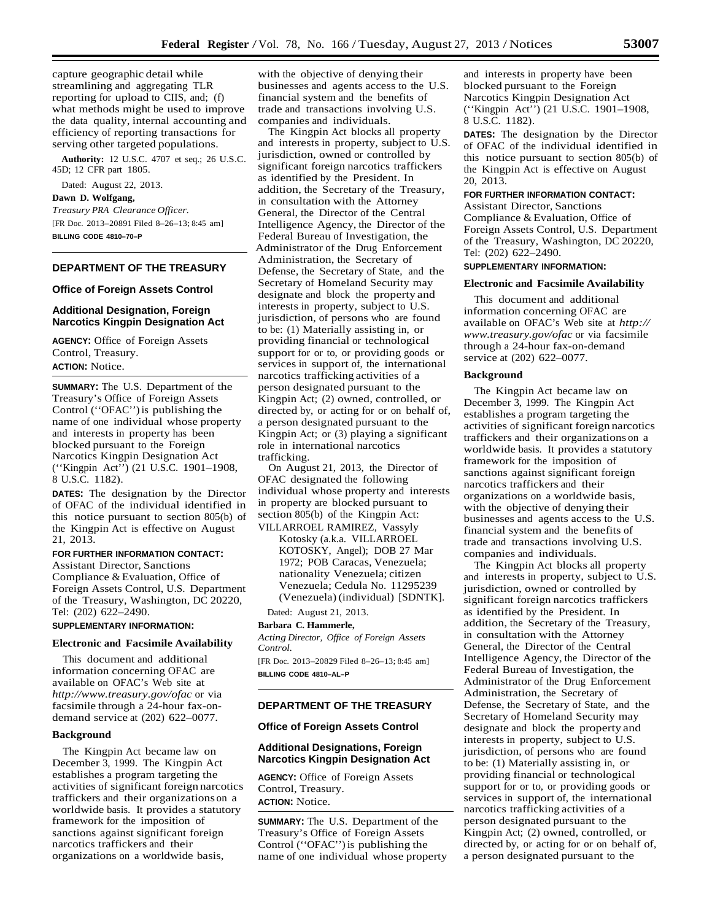capture geographic detail while streamlining and aggregating TLR reporting for upload to CIIS, and; (f) what methods might be used to improve the data quality, internal accounting and efficiency of reporting transactions for serving other targeted populations.

**Authority:** 12 U.S.C. 4707 et seq.; 26 U.S.C. 45D; 12 CFR part 1805.

Dated: August 22, 2013.

**Dawn D. Wolfgang,**

*Treasury PRA Clearance Officer.*

[FR Doc. 2013–20891 Filed 8–26–13; 8:45 am]

**BILLING CODE 4810–70–P**

---

## DEPARTMENT OF THE TREASURY

### Office of Foreign Assets Control

### Additional Designation, Foreign Narcotics Kingpin Designation Act

**AGENCY:** Office of Foreign Assets Control, Treasury.

**ACTION:** Notice.

---

**SUMMARY:** The U.S. Department of the Treasury's Office of Foreign Assets Control (''OFAC'') is publishing the name of one individual whose property and interests in property has been blocked pursuant to the Foreign Narcotics Kingpin Designation Act (''Kingpin Act'') (21 U.S.C. 1901–1908, 8 U.S.C. 1182).

**DATES:** The designation by the Director of OFAC of the individual identified in this notice pursuant to section 805(b) of the Kingpin Act is effective on August 21, 2013.

**FOR FURTHER INFORMATION CONTACT:**
Assistant Director, Sanctions Compliance & Evaluation, Office of Foreign Assets Control, U.S. Department of the Treasury, Washington, DC 20220, Tel: (202) 622–2490.

**SUPPLEMENTARY INFORMATION:**

**Electronic and Facsimile Availability**

This document and additional information concerning OFAC are available on OFAC's Web site at *http://www.treasury.gov/ofac* or via facsimile through a 24-hour fax-on-demand service at (202) 622–0077.

**Background**

The Kingpin Act became law on December 3, 1999. The Kingpin Act establishes a program targeting the activities of significant foreign narcotics traffickers and their organizations on a worldwide basis. It provides a statutory framework for the imposition of sanctions against significant foreign narcotics traffickers and their organizations on a worldwide basis, with the objective of denying their businesses and agents access to the U.S. financial system and the benefits of trade and transactions involving U.S. companies and individuals.

The Kingpin Act blocks all property and interests in property, subject to U.S. jurisdiction, owned or controlled by significant foreign narcotics traffickers as identified by the President. In addition, the Secretary of the Treasury, in consultation with the Attorney General, the Director of the Central Intelligence Agency, the Director of the Federal Bureau of Investigation, the Administrator of the Drug Enforcement Administration, the Secretary of Defense, the Secretary of State, and the Secretary of Homeland Security may designate and block the property and interests in property, subject to U.S. jurisdiction, of persons who are found to be: (1) Materially assisting in, or providing financial or technological support for or to, or providing goods or services in support of, the international narcotics trafficking activities of a person designated pursuant to the Kingpin Act; (2) owned, controlled, or directed by, or acting for or on behalf of, a person designated pursuant to the Kingpin Act; or (3) playing a significant role in international narcotics trafficking.

On August 21, 2013, the Director of OFAC designated the following individual whose property and interests in property are blocked pursuant to section 805(b) of the Kingpin Act:

VILLARROEL RAMIREZ, Vassyly Kotosky (a.k.a. VILLARROEL KOTOSKY, Angel); DOB 27 Mar 1972; POB Caracas, Venezuela; nationality Venezuela; citizen Venezuela; Cedula No. 11295239 (Venezuela) (individual) [SDNTK].

Dated: August 21, 2013.

**Barbara C. Hammerle,**

*Acting Director, Office of Foreign Assets Control.*

[FR Doc. 2013–20829 Filed 8–26–13; 8:45 am]

**BILLING CODE 4810–AL–P**

---

## DEPARTMENT OF THE TREASURY

### Office of Foreign Assets Control

### Additional Designations, Foreign Narcotics Kingpin Designation Act

**AGENCY:** Office of Foreign Assets Control, Treasury.

**ACTION:** Notice.

---

**SUMMARY:** The U.S. Department of the Treasury's Office of Foreign Assets Control (''OFAC'') is publishing the name of one individual whose property and interests in property have been blocked pursuant to the Foreign Narcotics Kingpin Designation Act (''Kingpin Act'') (21 U.S.C. 1901–1908, 8 U.S.C. 1182).

**DATES:** The designation by the Director of OFAC of the individual identified in this notice pursuant to section 805(b) of the Kingpin Act is effective on August 20, 2013.

**FOR FURTHER INFORMATION CONTACT:**
Assistant Director, Sanctions Compliance & Evaluation, Office of Foreign Assets Control, U.S. Department of the Treasury, Washington, DC 20220, Tel: (202) 622–2490.

**SUPPLEMENTARY INFORMATION:**

**Electronic and Facsimile Availability**

This document and additional information concerning OFAC are available on OFAC's Web site at *http://www.treasury.gov/ofac* or via facsimile through a 24-hour fax-on-demand service at (202) 622–0077.

**Background**

The Kingpin Act became law on December 3, 1999. The Kingpin Act establishes a program targeting the activities of significant foreign narcotics traffickers and their organizations on a worldwide basis. It provides a statutory framework for the imposition of sanctions against significant foreign narcotics traffickers and their organizations on a worldwide basis, with the objective of denying their businesses and agents access to the U.S. financial system and the benefits of trade and transactions involving U.S. companies and individuals.

The Kingpin Act blocks all property and interests in property, subject to U.S. jurisdiction, owned or controlled by significant foreign narcotics traffickers as identified by the President. In addition, the Secretary of the Treasury, in consultation with the Attorney General, the Director of the Central Intelligence Agency, the Director of the Federal Bureau of Investigation, the Administrator of the Drug Enforcement Administration, the Secretary of Defense, the Secretary of State, and the Secretary of Homeland Security may designate and block the property and interests in property, subject to U.S. jurisdiction, of persons who are found to be: (1) Materially assisting in, or providing financial or technological support for or to, or providing goods or services in support of, the international narcotics trafficking activities of a person designated pursuant to the Kingpin Act; (2) owned, controlled, or directed by, or acting for or on behalf of, a person designated pursuant to the